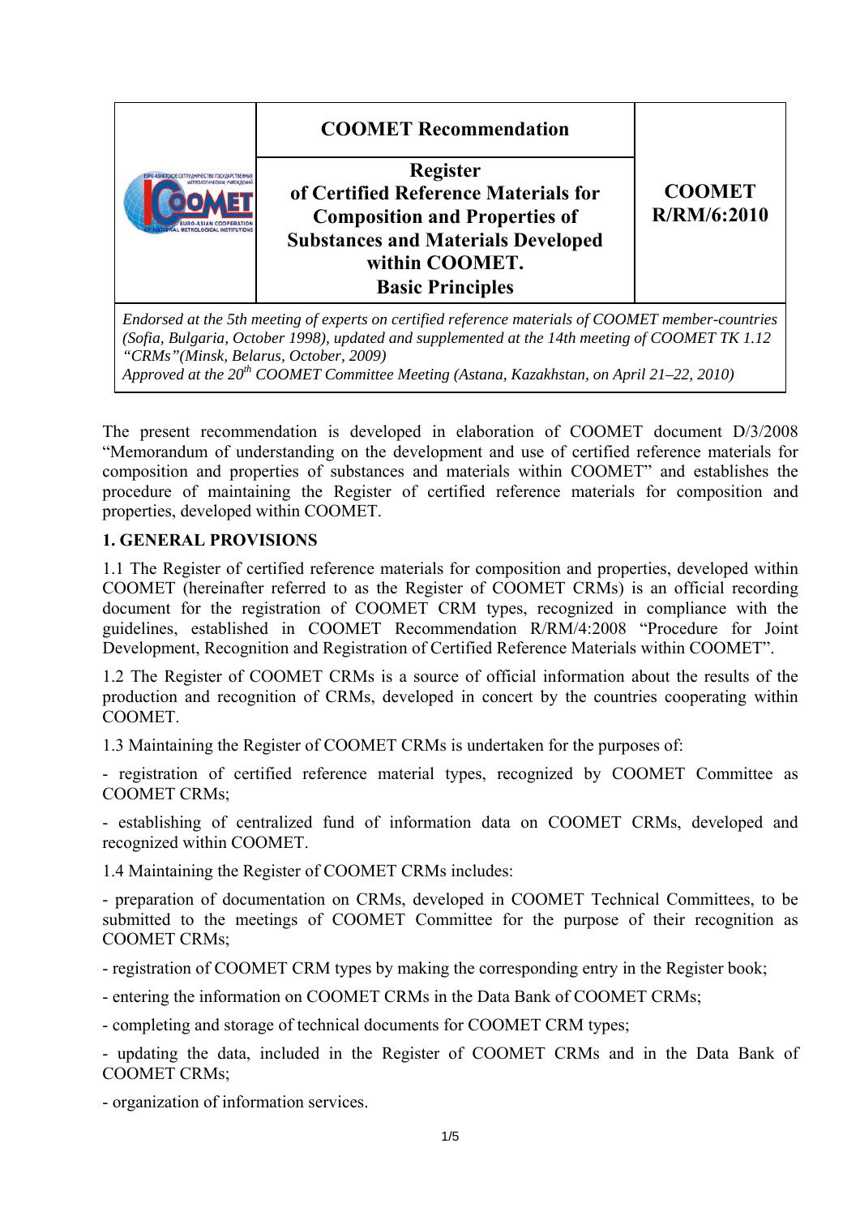| | COOMET Recommendation | |
|---|---|---|
| | **Register of Certified Reference Materials for Composition and Properties of Substances and Materials Developed within COOMET. Basic Principles** | **COOMET R/RM/6:2010** |

*Endorsed at the 5th meeting of experts on certified reference materials of COOMET member-countries (Sofia, Bulgaria, October 1998), updated and supplemented at the 14th meeting of COOMET TK 1.12 "CRMs"(Minsk, Belarus, October, 2009)*
*Approved at the 20th COOMET Committee Meeting (Astana, Kazakhstan, on April 21–22, 2010)*

The present recommendation is developed in elaboration of COOMET document D/3/2008 "Memorandum of understanding on the development and use of certified reference materials for composition and properties of substances and materials within COOMET" and establishes the procedure of maintaining the Register of certified reference materials for composition and properties, developed within COOMET.

## 1. GENERAL PROVISIONS

1.1 The Register of certified reference materials for composition and properties, developed within COOMET (hereinafter referred to as the Register of COOMET CRMs) is an official recording document for the registration of COOMET CRM types, recognized in compliance with the guidelines, established in COOMET Recommendation R/RM/4:2008 "Procedure for Joint Development, Recognition and Registration of Certified Reference Materials within COOMET".

1.2 The Register of COOMET CRMs is a source of official information about the results of the production and recognition of CRMs, developed in concert by the countries cooperating within COOMET.

1.3 Maintaining the Register of COOMET CRMs is undertaken for the purposes of:

- registration of certified reference material types, recognized by COOMET Committee as COOMET CRMs;

- establishing of centralized fund of information data on COOMET CRMs, developed and recognized within COOMET.

1.4 Maintaining the Register of COOMET CRMs includes:

- preparation of documentation on CRMs, developed in COOMET Technical Committees, to be submitted to the meetings of COOMET Committee for the purpose of their recognition as COOMET CRMs;

- registration of COOMET CRM types by making the corresponding entry in the Register book;

- entering the information on COOMET CRMs in the Data Bank of COOMET CRMs;

- completing and storage of technical documents for COOMET CRM types;

- updating the data, included in the Register of COOMET CRMs and in the Data Bank of COOMET CRMs;

- organization of information services.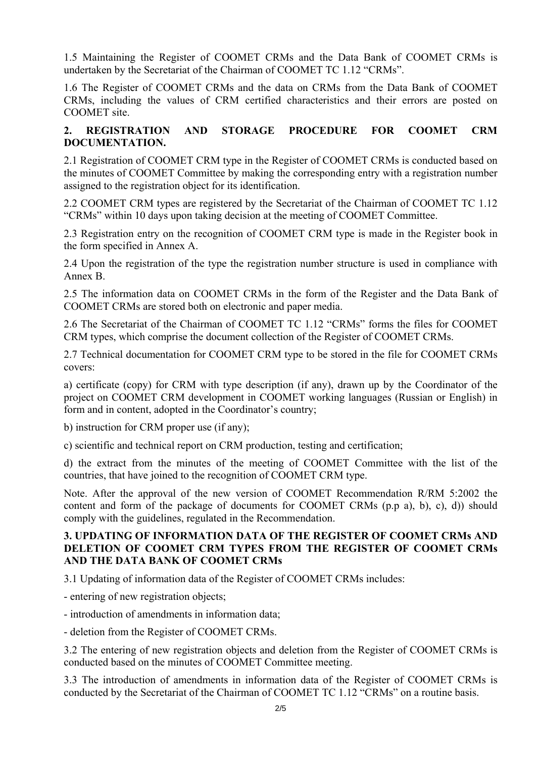1.5 Maintaining the Register of COOMET CRMs and the Data Bank of COOMET CRMs is undertaken by the Secretariat of the Chairman of COOMET TC 1.12 "CRMs".

1.6 The Register of COOMET CRMs and the data on CRMs from the Data Bank of COOMET CRMs, including the values of CRM certified characteristics and their errors are posted on COOMET site.

## 2. REGISTRATION AND STORAGE PROCEDURE FOR COOMET CRM DOCUMENTATION.

2.1 Registration of COOMET CRM type in the Register of COOMET CRMs is conducted based on the minutes of COOMET Committee by making the corresponding entry with a registration number assigned to the registration object for its identification.

2.2 COOMET CRM types are registered by the Secretariat of the Chairman of COOMET TC 1.12 "CRMs" within 10 days upon taking decision at the meeting of COOMET Committee.

2.3 Registration entry on the recognition of COOMET CRM type is made in the Register book in the form specified in Annex A.

2.4 Upon the registration of the type the registration number structure is used in compliance with Annex B.

2.5 The information data on COOMET CRMs in the form of the Register and the Data Bank of COOMET CRMs are stored both on electronic and paper media.

2.6 The Secretariat of the Chairman of COOMET TC 1.12 "CRMs" forms the files for COOMET CRM types, which comprise the document collection of the Register of COOMET CRMs.

2.7 Technical documentation for COOMET CRM type to be stored in the file for COOMET CRMs covers:

a) certificate (copy) for CRM with type description (if any), drawn up by the Coordinator of the project on COOMET CRM development in COOMET working languages (Russian or English) in form and in content, adopted in the Coordinator's country;

b) instruction for CRM proper use (if any);

c) scientific and technical report on CRM production, testing and certification;

d) the extract from the minutes of the meeting of COOMET Committee with the list of the countries, that have joined to the recognition of COOMET CRM type.

Note. After the approval of the new version of COOMET Recommendation R/RM 5:2002 the content and form of the package of documents for COOMET CRMs (p.p a), b), c), d)) should comply with the guidelines, regulated in the Recommendation.

## 3. UPDATING OF INFORMATION DATA OF THE REGISTER OF COOMET CRMs AND DELETION OF COOMET CRM TYPES FROM THE REGISTER OF COOMET CRMs AND THE DATA BANK OF COOMET CRMs

3.1 Updating of information data of the Register of COOMET CRMs includes:

- entering of new registration objects;
- introduction of amendments in information data;
- deletion from the Register of COOMET CRMs.

3.2 The entering of new registration objects and deletion from the Register of COOMET CRMs is conducted based on the minutes of COOMET Committee meeting.

3.3 The introduction of amendments in information data of the Register of COOMET CRMs is conducted by the Secretariat of the Chairman of COOMET TC 1.12 "CRMs" on a routine basis.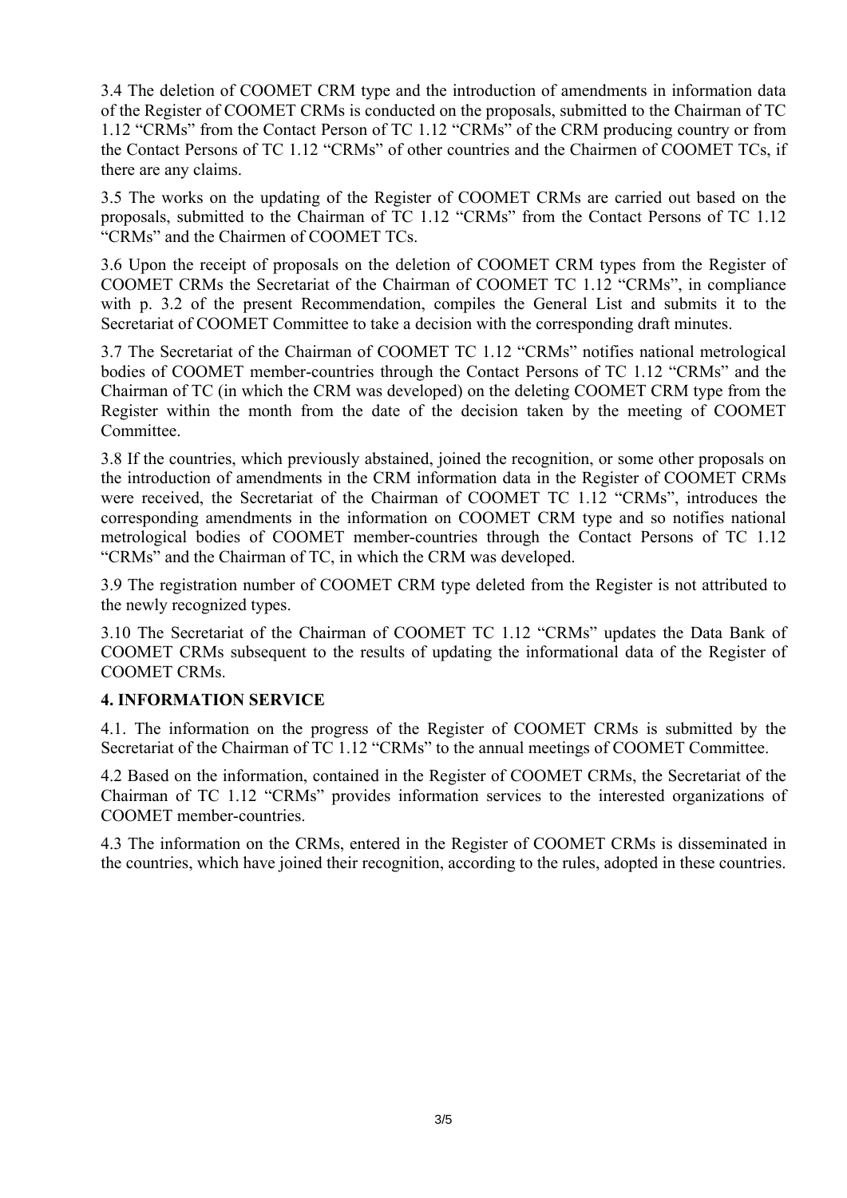3.4 The deletion of COOMET CRM type and the introduction of amendments in information data of the Register of COOMET CRMs is conducted on the proposals, submitted to the Chairman of TC 1.12 "CRMs" from the Contact Person of TC 1.12 "CRMs" of the CRM producing country or from the Contact Persons of TC 1.12 "CRMs" of other countries and the Chairmen of COOMET TCs, if there are any claims.

3.5 The works on the updating of the Register of COOMET CRMs are carried out based on the proposals, submitted to the Chairman of TC 1.12 "CRMs" from the Contact Persons of TC 1.12 "CRMs" and the Chairmen of COOMET TCs.

3.6 Upon the receipt of proposals on the deletion of COOMET CRM types from the Register of COOMET CRMs the Secretariat of the Chairman of COOMET TC 1.12 "CRMs", in compliance with p. 3.2 of the present Recommendation, compiles the General List and submits it to the Secretariat of COOMET Committee to take a decision with the corresponding draft minutes.

3.7 The Secretariat of the Chairman of COOMET TC 1.12 "CRMs" notifies national metrological bodies of COOMET member-countries through the Contact Persons of TC 1.12 "CRMs" and the Chairman of TC (in which the CRM was developed) on the deleting COOMET CRM type from the Register within the month from the date of the decision taken by the meeting of COOMET Committee.

3.8 If the countries, which previously abstained, joined the recognition, or some other proposals on the introduction of amendments in the CRM information data in the Register of COOMET CRMs were received, the Secretariat of the Chairman of COOMET TC 1.12 "CRMs", introduces the corresponding amendments in the information on COOMET CRM type and so notifies national metrological bodies of COOMET member-countries through the Contact Persons of TC 1.12 "CRMs" and the Chairman of TC, in which the CRM was developed.

3.9 The registration number of COOMET CRM type deleted from the Register is not attributed to the newly recognized types.

3.10 The Secretariat of the Chairman of COOMET TC 1.12 "CRMs" updates the Data Bank of COOMET CRMs subsequent to the results of updating the informational data of the Register of COOMET CRMs.

**4. INFORMATION SERVICE**

4.1. The information on the progress of the Register of COOMET CRMs is submitted by the Secretariat of the Chairman of TC 1.12 "CRMs" to the annual meetings of COOMET Committee.

4.2 Based on the information, contained in the Register of COOMET CRMs, the Secretariat of the Chairman of TC 1.12 "CRMs" provides information services to the interested organizations of COOMET member-countries.

4.3 The information on the CRMs, entered in the Register of COOMET CRMs is disseminated in the countries, which have joined their recognition, according to the rules, adopted in these countries.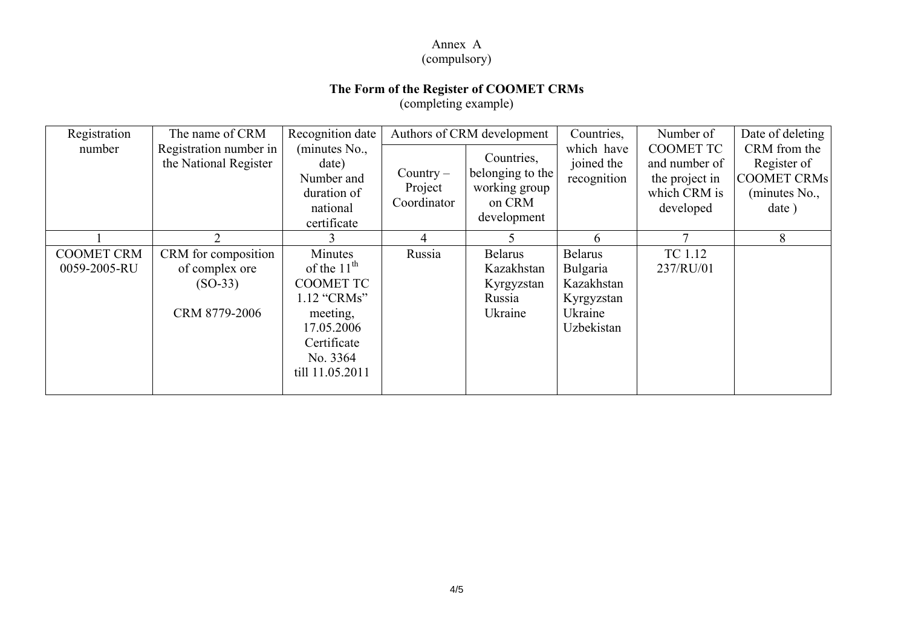Annex A
(compulsory)

**The Form of the Register of COOMET CRMs**
(completing example)

| Registration number | The name of CRM Registration number in the National Register | Recognition date (minutes No., date) Number and duration of national certificate | Authors of CRM development | | Countries, which have joined the recognition | Number of COOMET TC and number of the project in which CRM is developed | Date of deleting CRM from the Register of COOMET CRMs (minutes No., date ) |
|---|---|---|---|---|---|---|---|
| | | | Country – Project Coordinator | Countries, belonging to the working group on CRM development | | | |
| 1 | 2 | 3 | 4 | 5 | 6 | 7 | 8 |
| COOMET CRM 0059-2005-RU | CRM for composition of complex ore (SO-33) CRM 8779-2006 | Minutes of the 11th COOMET TC 1.12 “CRMs” meeting, 17.05.2006 Certificate No. 3364 till 11.05.2011 | Russia | Belarus Kazakhstan Kyrgyzstan Russia Ukraine | Belarus Bulgaria Kazakhstan Kyrgyzstan Ukraine Uzbekistan | TC 1.12 237/RU/01 | |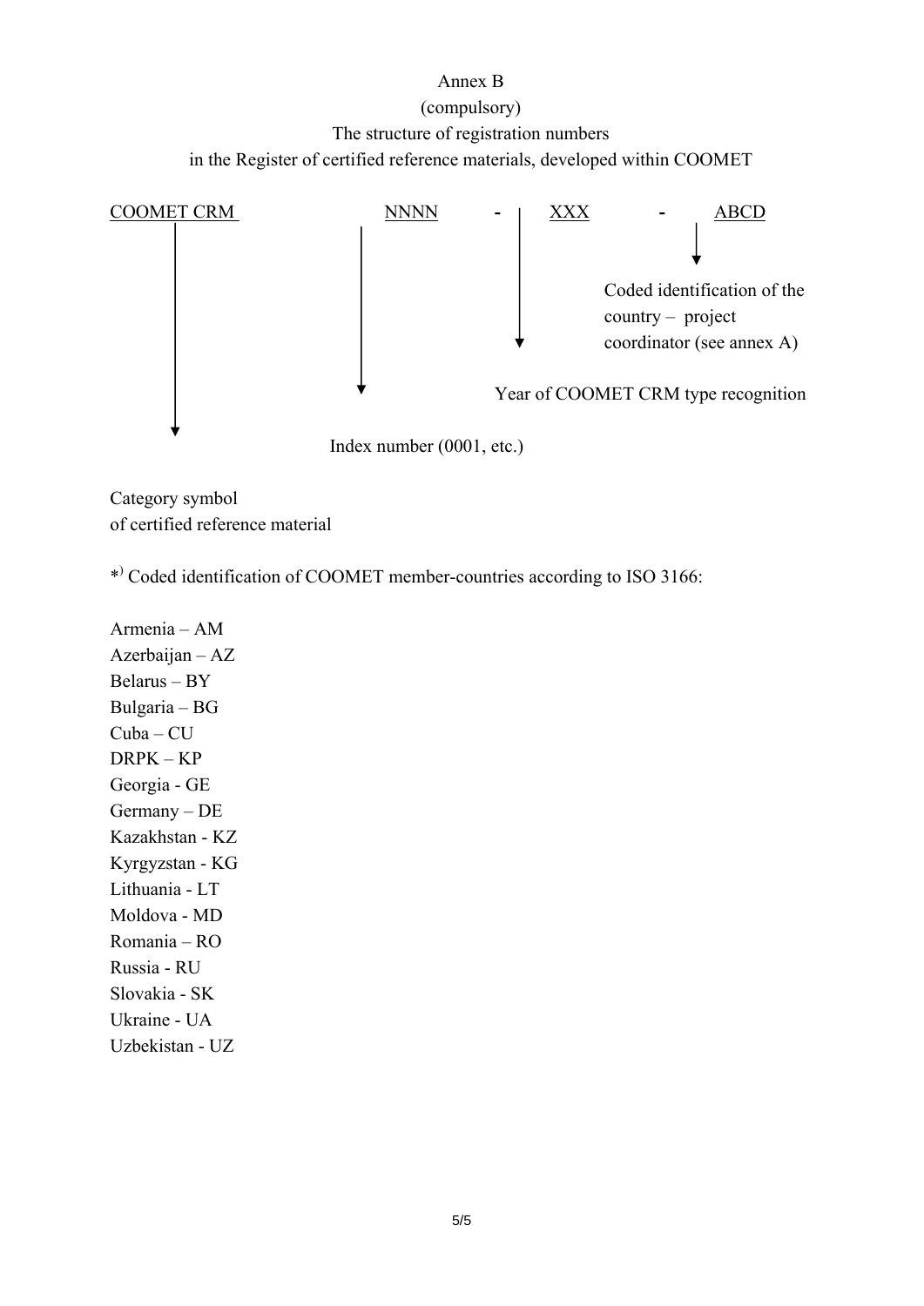Annex B

(compulsory)

The structure of registration numbers

in the Register of certified reference materials, developed within COOMET

COOMET CRM NNNN - XXX - ABCD

Coded identification of the country – project coordinator (see annex A)

Year of COOMET CRM type recognition

Index number (0001, etc.)

Category symbol of certified reference material

*) Coded identification of COOMET member-countries according to ISO 3166:

Armenia – AM
Azerbaijan – AZ
Belarus – BY
Bulgaria – BG
Cuba – CU
DRPK – KP
Georgia - GE
Germany – DE
Kazakhstan - KZ
Kyrgyzstan - KG
Lithuania - LT
Moldova - MD
Romania – RO
Russia - RU
Slovakia - SK
Ukraine - UA
Uzbekistan - UZ